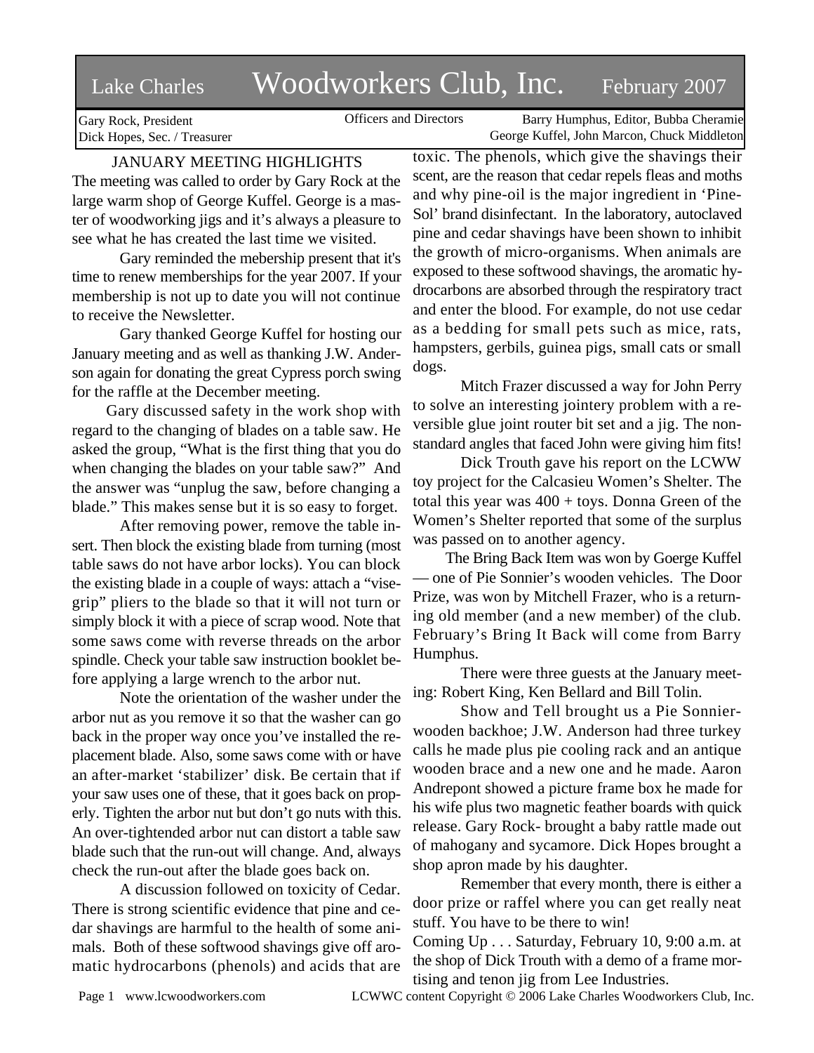# Lake Charles Woodworkers Club, Inc. February 2007

Gary Rock, President
Dick Hopes, Sec. / Treasurer

Officers and Directors

Barry Humphus, Editor, Bubba Cheramie
George Kuffel, John Marcon, Chuck Middleton

## JANUARY MEETING HIGHLIGHTS

The meeting was called to order by Gary Rock at the large warm shop of George Kuffel. George is a master of woodworking jigs and it's always a pleasure to see what he has created the last time we visited.

Gary reminded the mebership present that it's time to renew memberships for the year 2007. If your membership is not up to date you will not continue to receive the Newsletter.

Gary thanked George Kuffel for hosting our January meeting and as well as thanking J.W. Anderson again for donating the great Cypress porch swing for the raffle at the December meeting.

Gary discussed safety in the work shop with regard to the changing of blades on a table saw. He asked the group, "What is the first thing that you do when changing the blades on your table saw?" And the answer was "unplug the saw, before changing a blade." This makes sense but it is so easy to forget.

After removing power, remove the table insert. Then block the existing blade from turning (most table saws do not have arbor locks). You can block the existing blade in a couple of ways: attach a "vise-grip" pliers to the blade so that it will not turn or simply block it with a piece of scrap wood. Note that some saws come with reverse threads on the arbor spindle. Check your table saw instruction booklet before applying a large wrench to the arbor nut.

Note the orientation of the washer under the arbor nut as you remove it so that the washer can go back in the proper way once you've installed the replacement blade. Also, some saws come with or have an after-market 'stabilizer' disk. Be certain that if your saw uses one of these, that it goes back on properly. Tighten the arbor nut but don't go nuts with this. An over-tightended arbor nut can distort a table saw blade such that the run-out will change. And, always check the run-out after the blade goes back on.

A discussion followed on toxicity of Cedar. There is strong scientific evidence that pine and cedar shavings are harmful to the health of some animals. Both of these softwood shavings give off aromatic hydrocarbons (phenols) and acids that are toxic. The phenols, which give the shavings their scent, are the reason that cedar repels fleas and moths and why pine-oil is the major ingredient in 'Pine-Sol' brand disinfectant. In the laboratory, autoclaved pine and cedar shavings have been shown to inhibit the growth of micro-organisms. When animals are exposed to these softwood shavings, the aromatic hydrocarbons are absorbed through the respiratory tract and enter the blood. For example, do not use cedar as a bedding for small pets such as mice, rats, hampsters, gerbils, guinea pigs, small cats or small dogs.

Mitch Frazer discussed a way for John Perry to solve an interesting jointery problem with a reversible glue joint router bit set and a jig. The non-standard angles that faced John were giving him fits!

Dick Trouth gave his report on the LCWW toy project for the Calcasieu Women's Shelter. The total this year was 400 + toys. Donna Green of the Women's Shelter reported that some of the surplus was passed on to another agency.

The Bring Back Item was won by Goerge Kuffel — one of Pie Sonnier's wooden vehicles. The Door Prize, was won by Mitchell Frazer, who is a returning old member (and a new member) of the club. February's Bring It Back will come from Barry Humphus.

There were three guests at the January meeting: Robert King, Ken Bellard and Bill Tolin.

Show and Tell brought us a Pie Sonnier-wooden backhoe; J.W. Anderson had three turkey calls he made plus pie cooling rack and an antique wooden brace and a new one and he made. Aaron Andrepont showed a picture frame box he made for his wife plus two magnetic feather boards with quick release. Gary Rock- brought a baby rattle made out of mahogany and sycamore. Dick Hopes brought a shop apron made by his daughter.

Remember that every month, there is either a door prize or raffel where you can get really neat stuff. You have to be there to win!

Coming Up . . . Saturday, February 10, 9:00 a.m. at the shop of Dick Trouth with a demo of a frame mortising and tenon jig from Lee Industries.

www.lcwoodworkers.com LCWWC content Copyright © 2006 Lake Charles Woodworkers Club, Inc.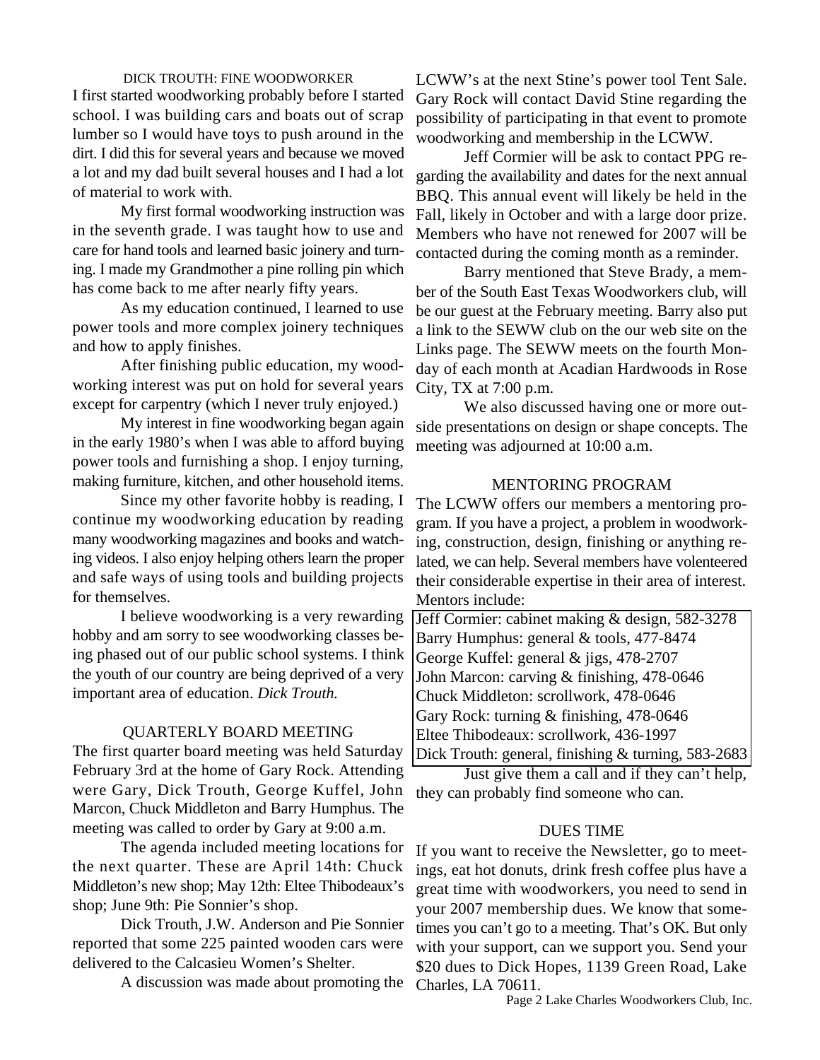## DICK TROUTH: FINE WOODWORKER

I first started woodworking probably before I started school. I was building cars and boats out of scrap lumber so I would have toys to push around in the dirt. I did this for several years and because we moved a lot and my dad built several houses and I had a lot of material to work with.

My first formal woodworking instruction was in the seventh grade. I was taught how to use and care for hand tools and learned basic joinery and turning. I made my Grandmother a pine rolling pin which has come back to me after nearly fifty years.

As my education continued, I learned to use power tools and more complex joinery techniques and how to apply finishes.

After finishing public education, my woodworking interest was put on hold for several years except for carpentry (which I never truly enjoyed.)

My interest in fine woodworking began again in the early 1980's when I was able to afford buying power tools and furnishing a shop. I enjoy turning, making furniture, kitchen, and other household items.

Since my other favorite hobby is reading, I continue my woodworking education by reading many woodworking magazines and books and watching videos. I also enjoy helping others learn the proper and safe ways of using tools and building projects for themselves.

I believe woodworking is a very rewarding hobby and am sorry to see woodworking classes being phased out of our public school systems. I think the youth of our country are being deprived of a very important area of education. *Dick Trouth.*

## QUARTERLY BOARD MEETING

The first quarter board meeting was held Saturday February 3rd at the home of Gary Rock. Attending were Gary, Dick Trouth, George Kuffel, John Marcon, Chuck Middleton and Barry Humphus. The meeting was called to order by Gary at 9:00 a.m.

The agenda included meeting locations for the next quarter. These are April 14th: Chuck Middleton's new shop; May 12th: Eltee Thibodeaux's shop; June 9th: Pie Sonnier's shop.

Dick Trouth, J.W. Anderson and Pie Sonnier reported that some 225 painted wooden cars were delivered to the Calcasieu Women's Shelter.

A discussion was made about promoting the LCWW's at the next Stine's power tool Tent Sale. Gary Rock will contact David Stine regarding the possibility of participating in that event to promote woodworking and membership in the LCWW.

Jeff Cormier will be ask to contact PPG regarding the availability and dates for the next annual BBQ. This annual event will likely be held in the Fall, likely in October and with a large door prize. Members who have not renewed for 2007 will be contacted during the coming month as a reminder.

Barry mentioned that Steve Brady, a member of the South East Texas Woodworkers club, will be our guest at the February meeting. Barry also put a link to the SEWW club on the our web site on the Links page. The SEWW meets on the fourth Monday of each month at Acadian Hardwoods in Rose City, TX at 7:00 p.m.

We also discussed having one or more outside presentations on design or shape concepts. The meeting was adjourned at 10:00 a.m.

## MENTORING PROGRAM

The LCWW offers our members a mentoring program. If you have a project, a problem in woodworking, construction, design, finishing or anything related, we can help. Several members have volenteered their considerable expertise in their area of interest. Mentors include:

Jeff Cormier: cabinet making & design, 582-3278
Barry Humphus: general & tools, 477-8474
George Kuffel: general & jigs, 478-2707
John Marcon: carving & finishing, 478-0646
Chuck Middleton: scrollwork, 478-0646
Gary Rock: turning & finishing, 478-0646
Eltee Thibodeaux: scrollwork, 436-1997
Dick Trouth: general, finishing & turning, 583-2683

Just give them a call and if they can't help, they can probably find someone who can.

## DUES TIME

If you want to receive the Newsletter, go to meetings, eat hot donuts, drink fresh coffee plus have a great time with woodworkers, you need to send in your 2007 membership dues. We know that sometimes you can't go to a meeting. That's OK. But only with your support, can we support you. Send your $20 dues to Dick Hopes, 1139 Green Road, Lake Charles, LA 70611.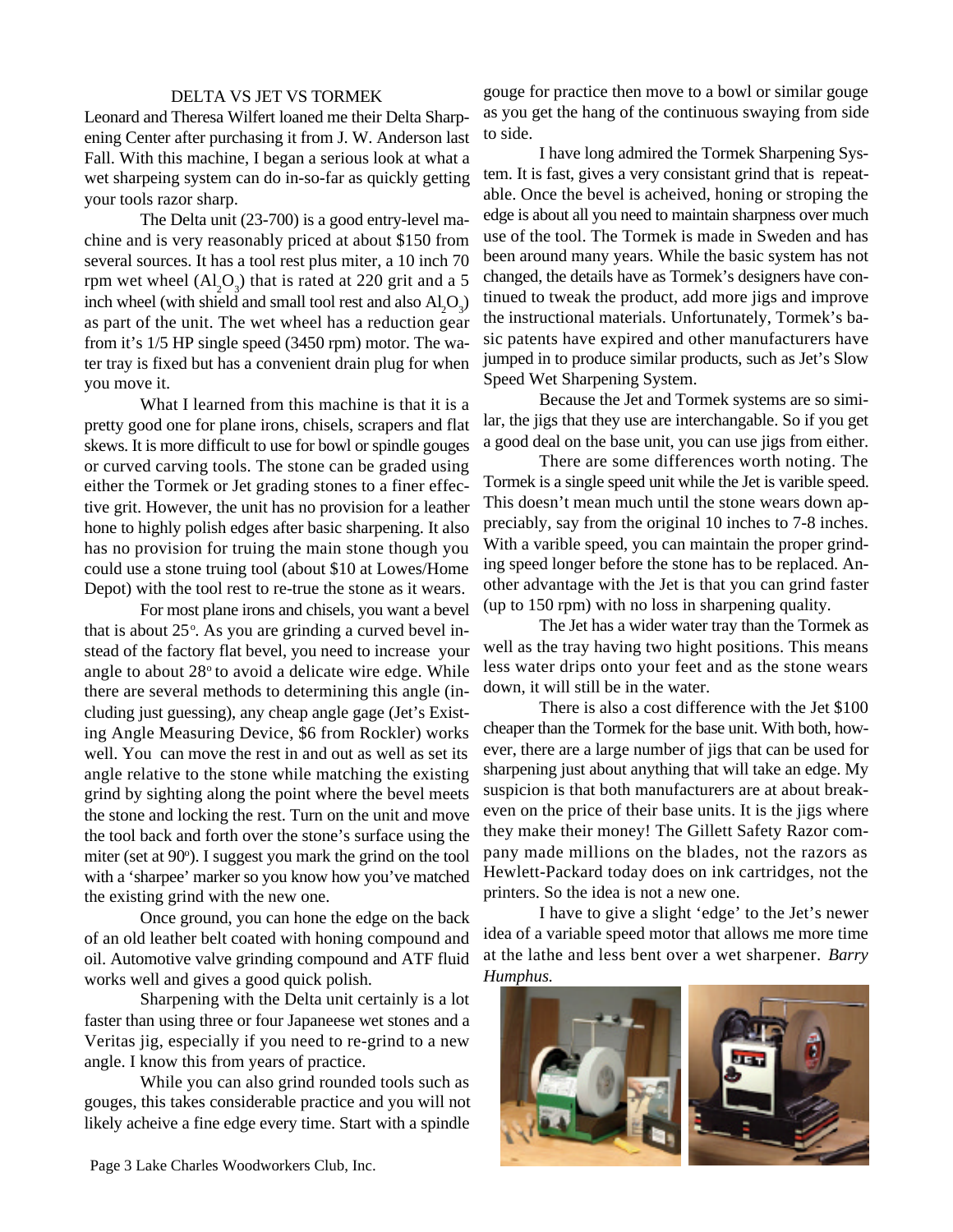## DELTA VS JET VS TORMEK

Leonard and Theresa Wilfert loaned me their Delta Sharpening Center after purchasing it from J. W. Anderson last Fall. With this machine, I began a serious look at what a wet sharpeing system can do in-so-far as quickly getting your tools razor sharp.

The Delta unit (23-700) is a good entry-level machine and is very reasonably priced at about $150 from several sources. It has a tool rest plus miter, a 10 inch 70 rpm wet wheel ($Al_2O_3$) that is rated at 220 grit and a 5 inch wheel (with shield and small tool rest and also $Al_2O_3$) as part of the unit. The wet wheel has a reduction gear from it's 1/5 HP single speed (3450 rpm) motor. The water tray is fixed but has a convenient drain plug for when you move it.

What I learned from this machine is that it is a pretty good one for plane irons, chisels, scrapers and flat skews. It is more difficult to use for bowl or spindle gouges or curved carving tools. The stone can be graded using either the Tormek or Jet grading stones to a finer effective grit. However, the unit has no provision for a leather hone to highly polish edges after basic sharpening. It also has no provision for truing the main stone though you could use a stone truing tool (about $10 at Lowes/Home Depot) with the tool rest to re-true the stone as it wears.

For most plane irons and chisels, you want a bevel that is about 25°. As you are grinding a curved bevel instead of the factory flat bevel, you need to increase your angle to about 28° to avoid a delicate wire edge. While there are several methods to determining this angle (including just guessing), any cheap angle gage (Jet's Existing Angle Measuring Device, $6 from Rockler) works well. You can move the rest in and out as well as set its angle relative to the stone while matching the existing grind by sighting along the point where the bevel meets the stone and locking the rest. Turn on the unit and move the tool back and forth over the stone's surface using the miter (set at 90°). I suggest you mark the grind on the tool with a 'sharpee' marker so you know how you've matched the existing grind with the new one.

Once ground, you can hone the edge on the back of an old leather belt coated with honing compound and oil. Automotive valve grinding compound and ATF fluid works well and gives a good quick polish.

Sharpening with the Delta unit certainly is a lot faster than using three or four Japaneese wet stones and a Veritas jig, especially if you need to re-grind to a new angle. I know this from years of practice.

While you can also grind rounded tools such as gouges, this takes considerable practice and you will not likely acheive a fine edge every time. Start with a spindle gouge for practice then move to a bowl or similar gouge as you get the hang of the continuous swaying from side to side.

I have long admired the Tormek Sharpening System. It is fast, gives a very consistant grind that is repeatable. Once the bevel is acheived, honing or stroping the edge is about all you need to maintain sharpness over much use of the tool. The Tormek is made in Sweden and has been around many years. While the basic system has not changed, the details have as Tormek's designers have continued to tweak the product, add more jigs and improve the instructional materials. Unfortunately, Tormek's basic patents have expired and other manufacturers have jumped in to produce similar products, such as Jet's Slow Speed Wet Sharpening System.

Because the Jet and Tormek systems are so similar, the jigs that they use are interchangable. So if you get a good deal on the base unit, you can use jigs from either.

There are some differences worth noting. The Tormek is a single speed unit while the Jet is varible speed. This doesn't mean much until the stone wears down appreciably, say from the original 10 inches to 7-8 inches. With a varible speed, you can maintain the proper grinding speed longer before the stone has to be replaced. Another advantage with the Jet is that you can grind faster (up to 150 rpm) with no loss in sharpening quality.

The Jet has a wider water tray than the Tormek as well as the tray having two hight positions. This means less water drips onto your feet and as the stone wears down, it will still be in the water.

There is also a cost difference with the Jet $100 cheaper than the Tormek for the base unit. With both, however, there are a large number of jigs that can be used for sharpening just about anything that will take an edge. My suspicion is that both manufacturers are at about break-even on the price of their base units. It is the jigs where they make their money! The Gillett Safety Razor company made millions on the blades, not the razors as Hewlett-Packard today does on ink cartridges, not the printers. So the idea is not a new one.

I have to give a slight 'edge' to the Jet's newer idea of a variable speed motor that allows me more time at the lathe and less bent over a wet sharpener. *Barry Humphus.*